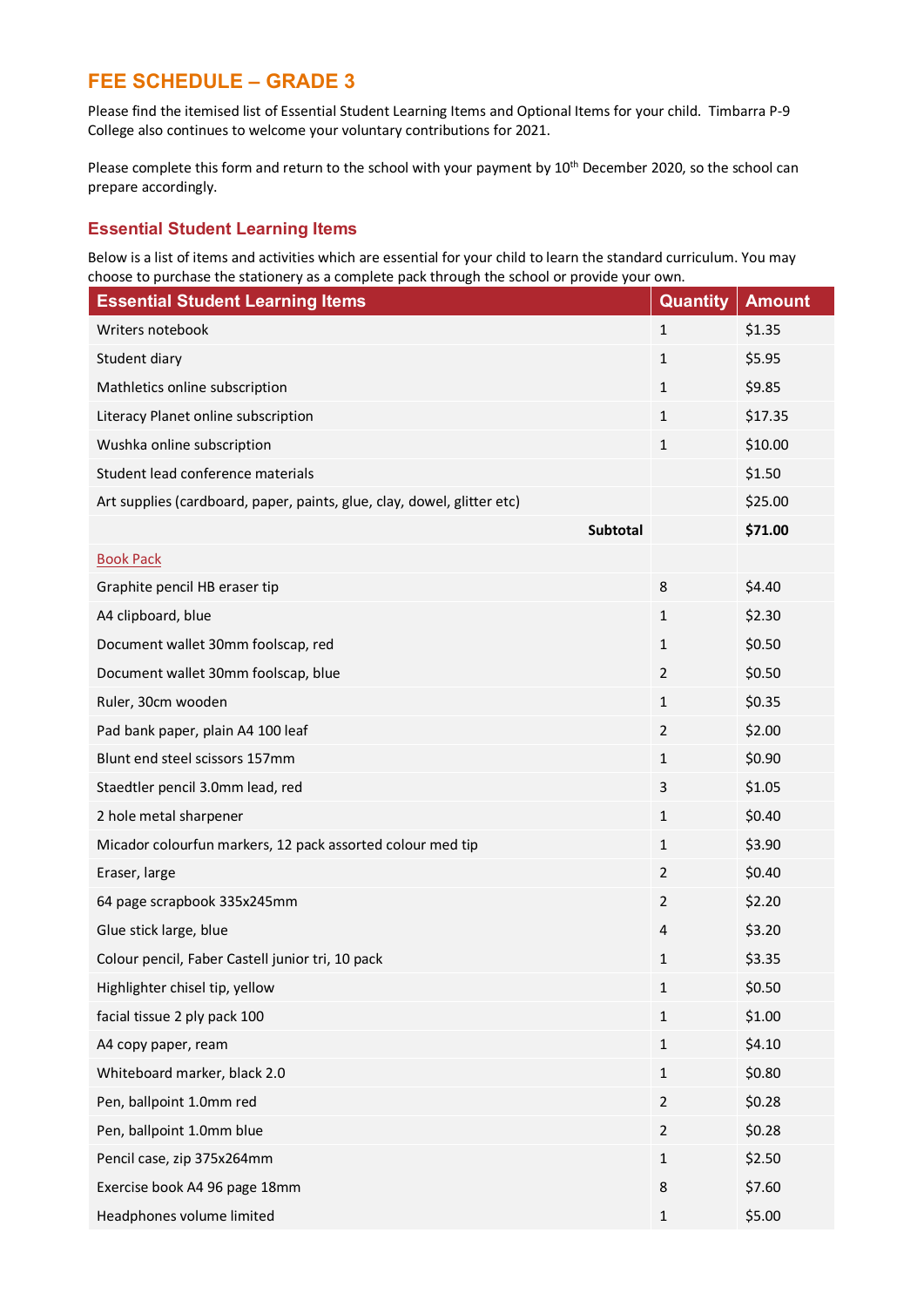## FEE SCHEDULE – GRADE 3

Please find the itemised list of Essential Student Learning Items and Optional Items for your child. Timbarra P-9 College also continues to welcome your voluntary contributions for 2021.

Please complete this form and return to the school with your payment by 10th December 2020, so the school can prepare accordingly.

### Essential Student Learning Items

Below is a list of items and activities which are essential for your child to learn the standard curriculum. You may choose to purchase the stationery as a complete pack through the school or provide your own.

| Essential Student Learning Items | Quantity | Amount |
|---|---|---|
| Writers notebook | 1 | $1.35 |
| Student diary | 1 | $5.95 |
| Mathletics online subscription | 1 | $9.85 |
| Literacy Planet online subscription | 1 | $17.35 |
| Wushka online subscription | 1 | $10.00 |
| Student lead conference materials | | $1.50 |
| Art supplies (cardboard, paper, paints, glue, clay, dowel, glitter etc) | | $25.00 |
| **Subtotal** | | **$71.00** |
| Book Pack | | |
| Graphite pencil HB eraser tip | 8 | $4.40 |
| A4 clipboard, blue | 1 | $2.30 |
| Document wallet 30mm foolscap, red | 1 | $0.50 |
| Document wallet 30mm foolscap, blue | 2 | $0.50 |
| Ruler, 30cm wooden | 1 | $0.35 |
| Pad bank paper, plain A4 100 leaf | 2 | $2.00 |
| Blunt end steel scissors 157mm | 1 | $0.90 |
| Staedtler pencil 3.0mm lead, red | 3 | $1.05 |
| 2 hole metal sharpener | 1 | $0.40 |
| Micador colourfun markers, 12 pack assorted colour med tip | 1 | $3.90 |
| Eraser, large | 2 | $0.40 |
| 64 page scrapbook 335x245mm | 2 | $2.20 |
| Glue stick large, blue | 4 | $3.20 |
| Colour pencil, Faber Castell junior tri, 10 pack | 1 | $3.35 |
| Highlighter chisel tip, yellow | 1 | $0.50 |
| facial tissue 2 ply pack 100 | 1 | $1.00 |
| A4 copy paper, ream | 1 | $4.10 |
| Whiteboard marker, black 2.0 | 1 | $0.80 |
| Pen, ballpoint 1.0mm red | 2 | $0.28 |
| Pen, ballpoint 1.0mm blue | 2 | $0.28 |
| Pencil case, zip 375x264mm | 1 | $2.50 |
| Exercise book A4 96 page 18mm | 8 | $7.60 |
| Headphones volume limited | 1 | $5.00 |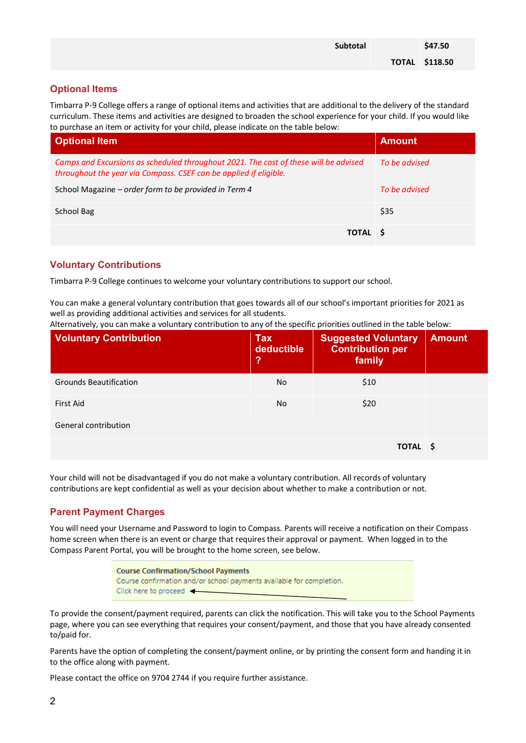| | | |
|---|---|---|
| Subtotal | | $47.50 |
| | TOTAL | $118.50 |

## Optional Items

Timbarra P-9 College offers a range of optional items and activities that are additional to the delivery of the standard curriculum. These items and activities are designed to broaden the school experience for your child. If you would like to purchase an item or activity for your child, please indicate on the table below:

| Optional Item | Amount |
|---|---|
| *Camps and Excursions as scheduled throughout 2021. The cost of these will be advised throughout the year via Compass. CSEF can be applied if eligible.* | *To be advised* |
| School Magazine – *order form to be provided in Term 4* | *To be advised* |
| School Bag | $35 |
| **TOTAL** | **$** |

## Voluntary Contributions

Timbarra P-9 College continues to welcome your voluntary contributions to support our school.

You can make a general voluntary contribution that goes towards all of our school's important priorities for 2021 as well as providing additional activities and services for all students.
Alternatively, you can make a voluntary contribution to any of the specific priorities outlined in the table below:

| Voluntary Contribution | Tax deductible ? | Suggested Voluntary Contribution per family | Amount |
|---|---|---|---|
| Grounds Beautification | No | $10 | |
| First Aid | No | $20 | |
| General contribution | | | |
| | | **TOTAL** | **$** |

Your child will not be disadvantaged if you do not make a voluntary contribution. All records of voluntary contributions are kept confidential as well as your decision about whether to make a contribution or not.

## Parent Payment Charges

You will need your Username and Password to login to Compass. Parents will receive a notification on their Compass home screen when there is an event or charge that requires their approval or payment. When logged in to the Compass Parent Portal, you will be brought to the home screen, see below.

**Course Confirmation/School Payments**
Course confirmation and/or school payments available for completion.
Click here to proceed

To provide the consent/payment required, parents can click the notification. This will take you to the School Payments page, where you can see everything that requires your consent/payment, and those that you have already consented to/paid for.

Parents have the option of completing the consent/payment online, or by printing the consent form and handing it in to the office along with payment.

Please contact the office on 9704 2744 if you require further assistance.